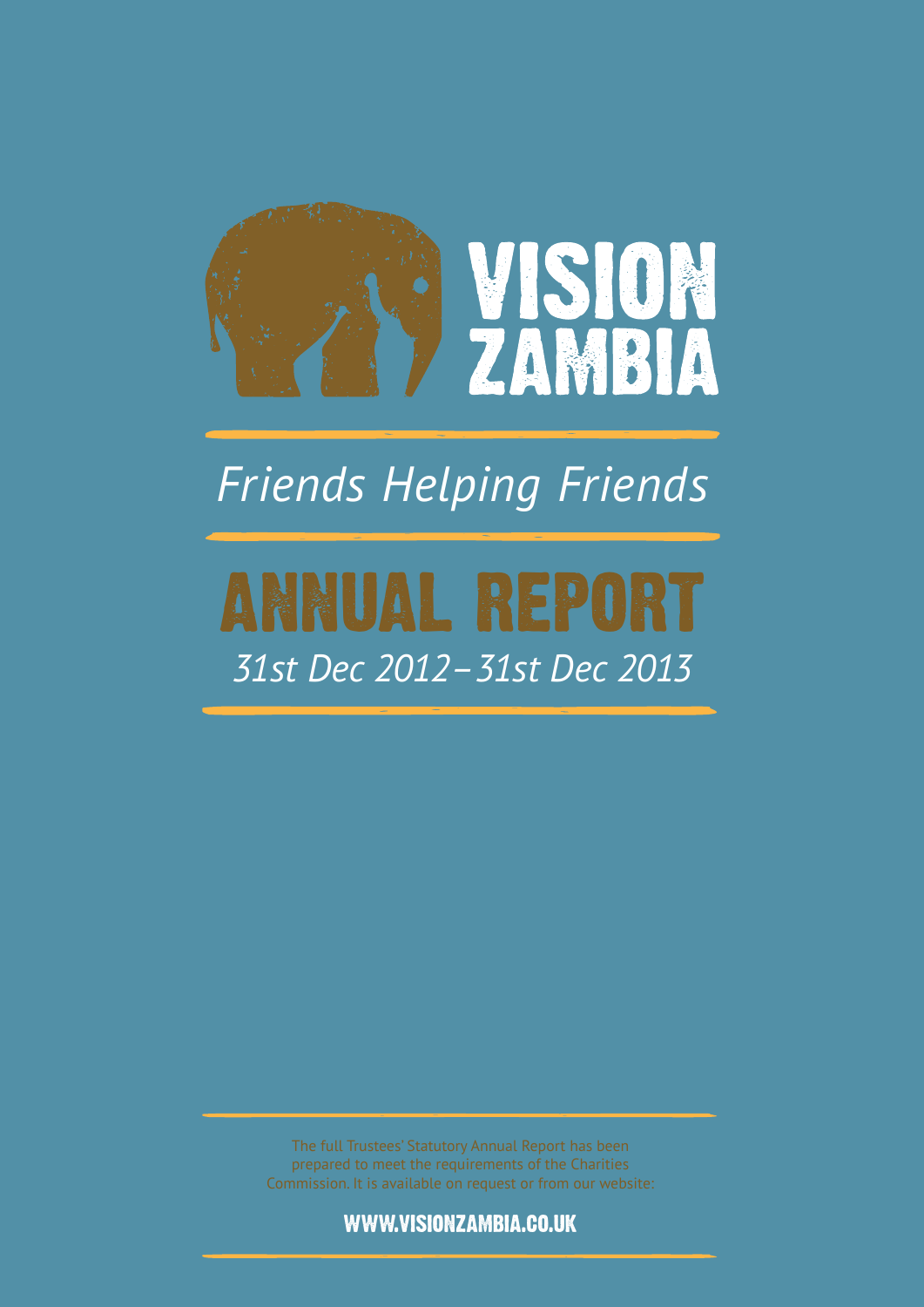# VISION ZAMBIA

*Friends Helping Friends*

# ANNUAL REPORT

*31st Dec 2012 – 31st Dec 2013*

The full Trustees' Statutory Annual Report has been prepared to meet the requirements of the Charities Commission. It is available on request or from our website:

**WWW.VISIONZAMBIA.CO.UK**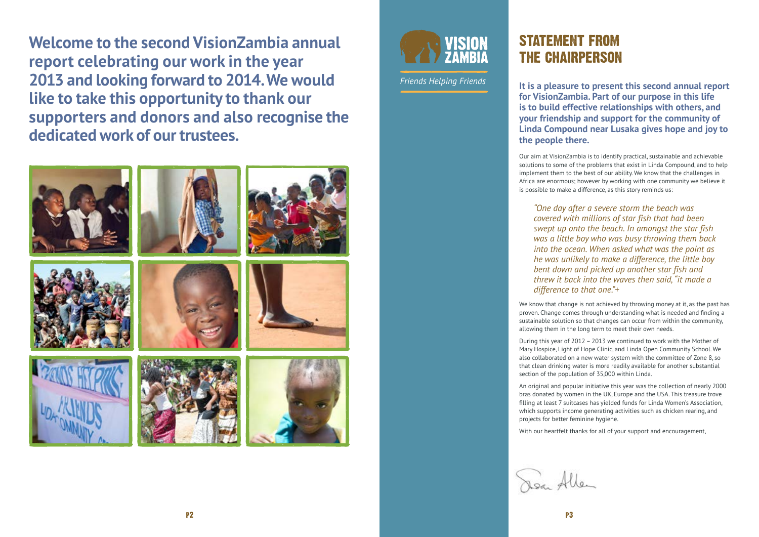**Welcome to the second VisionZambia annual report celebrating our work in the year 2013 and looking forward to 2014. We would like to take this opportunity to thank our supporters and donors and also recognise the dedicated work of our trustees.**

VISION ZAMBIA

*Friends Helping Friends*

# STATEMENT FROM THE CHAIRPERSON

**It is a pleasure to present this second annual report for VisionZambia. Part of our purpose in this life is to build effective relationships with others, and your friendship and support for the community of Linda Compound near Lusaka gives hope and joy to the people there.**

Our aim at VisionZambia is to identify practical, sustainable and achievable solutions to some of the problems that exist in Linda Compound, and to help implement them to the best of our ability. We know that the challenges in Africa are enormous; however by working with one community we believe it is possible to make a difference, as this story reminds us:

> *"One day after a severe storm the beach was covered with millions of star fish that had been swept up onto the beach. In amongst the star fish was a little boy who was busy throwing them back into the ocean. When asked what was the point as he was unlikely to make a difference, the little boy bent down and picked up another star fish and threw it back into the waves then said, "it made a difference to that one."+*

We know that change is not achieved by throwing money at it, as the past has proven. Change comes through understanding what is needed and finding a sustainable solution so that changes can occur from within the community, allowing them in the long term to meet their own needs.

During this year of 2012 – 2013 we continued to work with the Mother of Mary Hospice, Light of Hope Clinic, and Linda Open Community School. We also collaborated on a new water system with the committee of Zone 8, so that clean drinking water is more readily available for another substantial section of the population of 35,000 within Linda.

An original and popular initiative this year was the collection of nearly 2000 bras donated by women in the UK, Europe and the USA. This treasure trove filling at least 7 suitcases has yielded funds for Linda Women's Association, which supports income generating activities such as chicken rearing, and projects for better feminine hygiene.

With our heartfelt thanks for all of your support and encouragement,

Susan Allen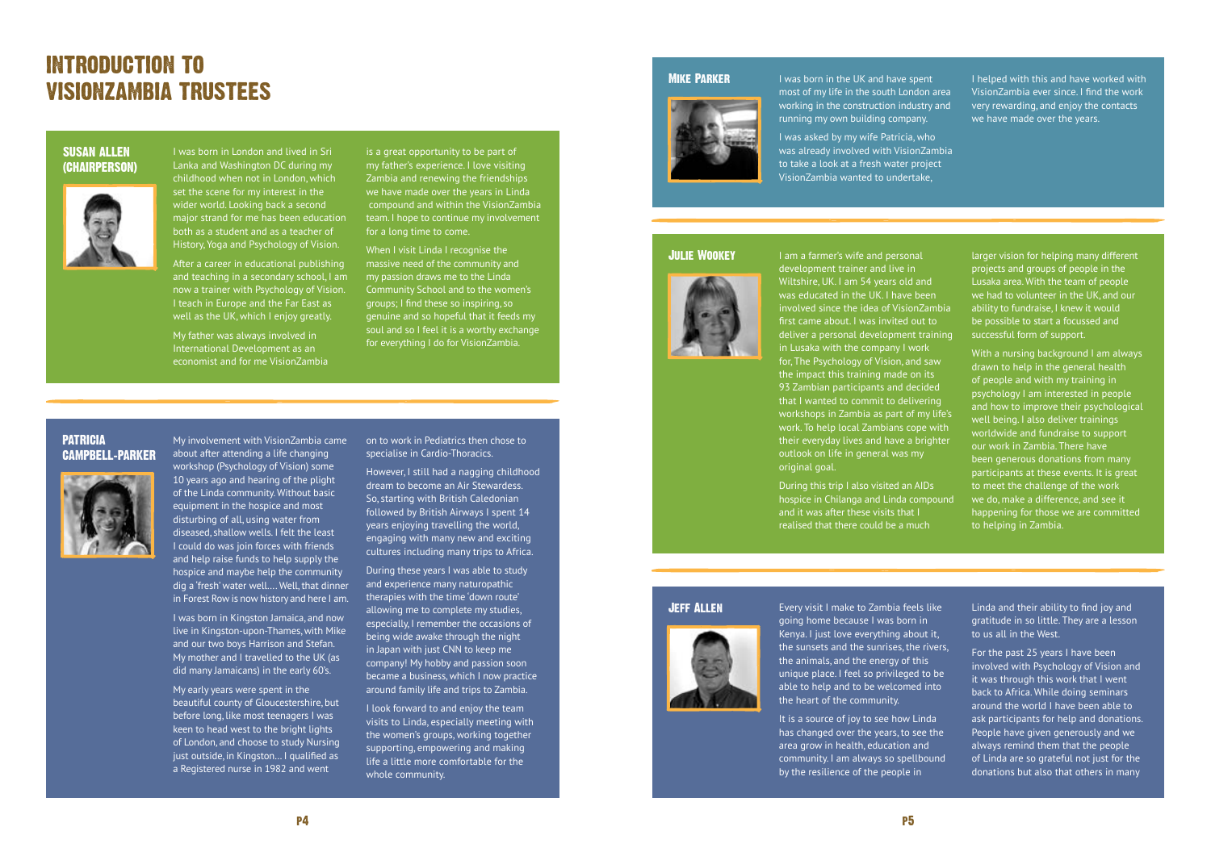# Introduction to VisionZambia Trustees

## Susan Allen (Chairperson)

I was born in London and lived in Sri Lanka and Washington DC during my childhood when not in London, which set the scene for my interest in the wider world. Looking back a second major strand for me has been education both as a student and as a teacher of History, Yoga and Psychology of Vision.

After a career in educational publishing and teaching in a secondary school, I am now a trainer with Psychology of Vision. I teach in Europe and the Far East as well as the UK, which I enjoy greatly.

My father was always involved in International Development as an economist and for me VisionZambia is a great opportunity to be part of my father's experience. I love visiting Zambia and renewing the friendships we have made over the years in Linda compound and within the VisionZambia team. I hope to continue my involvement for a long time to come.

When I visit Linda I recognise the massive need of the community and my passion draws me to the Linda Community School and to the women's groups; I find these so inspiring, so genuine and so hopeful that it feeds my soul and so I feel it is a worthy exchange for everything I do for VisionZambia.

## Patricia Campbell-Parker

My involvement with VisionZambia came about after attending a life changing workshop (Psychology of Vision) some 10 years ago and hearing of the plight of the Linda community. Without basic equipment in the hospice and most disturbing of all, using water from diseased, shallow wells. I felt the least I could do was join forces with friends and help raise funds to help supply the hospice and maybe help the community dig a 'fresh' water well.... Well, that dinner in Forest Row is now history and here I am.

I was born in Kingston Jamaica, and now live in Kingston-upon-Thames, with Mike and our two boys Harrison and Stefan. My mother and I travelled to the UK (as did many Jamaicans) in the early 60's.

My early years were spent in the beautiful county of Gloucestershire, but before long, like most teenagers I was keen to head west to the bright lights of London, and choose to study Nursing just outside, in Kingston... I qualified as a Registered nurse in 1982 and went on to work in Pediatrics then chose to specialise in Cardio-Thoracics.

However, I still had a nagging childhood dream to become an Air Stewardess. So, starting with British Caledonian followed by British Airways I spent 14 years enjoying travelling the world, engaging with many new and exciting cultures including many trips to Africa.

During these years I was able to study and experience many naturopathic therapies with the time 'down route' allowing me to complete my studies, especially, I remember the occasions of being wide awake through the night in Japan with just CNN to keep me company! My hobby and passion soon became a business, which I now practice around family life and trips to Zambia.

I look forward to and enjoy the team visits to Linda, especially meeting with the women's groups, working together supporting, empowering and making life a little more comfortable for the whole community.

## Mike Parker

I was born in the UK and have spent most of my life in the south London area working in the construction industry and running my own building company.

I was asked by my wife Patricia, who was already involved with VisionZambia to take a look at a fresh water project VisionZambia wanted to undertake, I helped with this and have worked with VisionZambia ever since. I find the work very rewarding, and enjoy the contacts we have made over the years.

## Julie Wookey

I am a farmer's wife and personal development trainer and live in Wiltshire, UK. I am 54 years old and was educated in the UK. I have been involved since the idea of VisionZambia first came about. I was invited out to deliver a personal development training in Lusaka with the company I work for, The Psychology of Vision, and saw the impact this training made on its 93 Zambian participants and decided that I wanted to commit to delivering workshops in Zambia as part of my life's work. To help local Zambians cope with their everyday lives and have a brighter outlook on life in general was my original goal.

During this trip I also visited an AIDs hospice in Chilanga and Linda compound and it was after these visits that I realised that there could be a much larger vision for helping many different projects and groups of people in the Lusaka area. With the team of people we had to volunteer in the UK, and our ability to fundraise, I knew it would be possible to start a focussed and successful form of support.

With a nursing background I am always drawn to help in the general health of people and with my training in psychology I am interested in people and how to improve their psychological well being. I also deliver trainings worldwide and fundraise to support our work in Zambia. There have been generous donations from many participants at these events. It is great to meet the challenge of the work we do, make a difference, and see it happening for those we are committed to helping in Zambia.

## Jeff Allen

Every visit I make to Zambia feels like going home because I was born in Kenya. I just love everything about it, the sunsets and the sunrises, the rivers, the animals, and the energy of this unique place. I feel so privileged to be able to help and to be welcomed into the heart of the community.

It is a source of joy to see how Linda has changed over the years, to see the area grow in health, education and community. I am always so spellbound by the resilience of the people in Linda and their ability to find joy and gratitude in so little. They are a lesson to us all in the West.

For the past 25 years I have been involved with Psychology of Vision and it was through this work that I went back to Africa. While doing seminars around the world I have been able to ask participants for help and donations. People have given generously and we always remind them that the people of Linda are so grateful not just for the donations but also that others in many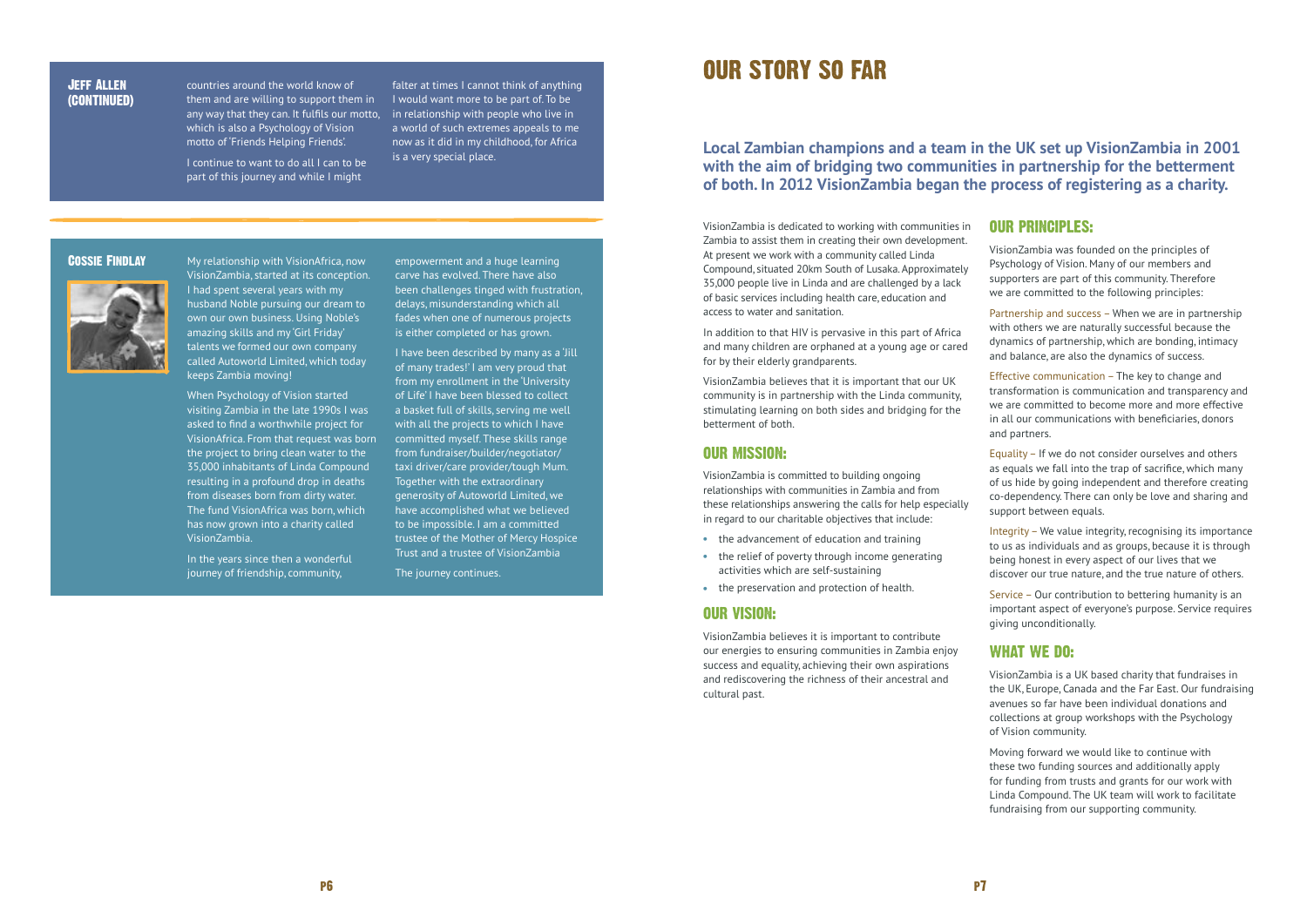### JEFF ALLEN (CONTINUED)

countries around the world know of them and are willing to support them in any way that they can. It fulfils our motto, which is also a Psychology of Vision motto of 'Friends Helping Friends'.

I continue to want to do all I can to be part of this journey and while I might falter at times I cannot think of anything I would want more to be part of. To be in relationship with people who live in a world of such extremes appeals to me now as it did in my childhood, for Africa is a very special place.

### COSSIE FINDLAY

My relationship with VisionAfrica, now VisionZambia, started at its conception. I had spent several years with my husband Noble pursuing our dream to own our own business. Using Noble's amazing skills and my 'Girl Friday' talents we formed our own company called Autoworld Limited, which today keeps Zambia moving!

When Psychology of Vision started visiting Zambia in the late 1990s I was asked to find a worthwhile project for VisionAfrica. From that request was born the project to bring clean water to the 35,000 inhabitants of Linda Compound resulting in a profound drop in deaths from diseases born from dirty water. The fund VisionAfrica was born, which has now grown into a charity called VisionZambia.

In the years since then a wonderful journey of friendship, community, empowerment and a huge learning carve has evolved. There have also been challenges tinged with frustration, delays, misunderstanding which all fades when one of numerous projects is either completed or has grown.

I have been described by many as a 'Jill of many trades!' I am very proud that from my enrollment in the 'University of Life' I have been blessed to collect a basket full of skills, serving me well with all the projects to which I have committed myself. These skills range from fundraiser/builder/negotiator/taxi driver/care provider/tough Mum. Together with the extraordinary generosity of Autoworld Limited, we have accomplished what we believed to be impossible. I am a committed trustee of the Mother of Mercy Hospice Trust and a trustee of VisionZambia

The journey continues.

# OUR STORY SO FAR

**Local Zambian champions and a team in the UK set up VisionZambia in 2001 with the aim of bridging two communities in partnership for the betterment of both. In 2012 VisionZambia began the process of registering as a charity.**

VisionZambia is dedicated to working with communities in Zambia to assist them in creating their own development. At present we work with a community called Linda Compound, situated 20km South of Lusaka. Approximately 35,000 people live in Linda and are challenged by a lack of basic services including health care, education and access to water and sanitation.

In addition to that HIV is pervasive in this part of Africa and many children are orphaned at a young age or cared for by their elderly grandparents.

VisionZambia believes that it is important that our UK community is in partnership with the Linda community, stimulating learning on both sides and bridging for the betterment of both.

## OUR MISSION:

VisionZambia is committed to building ongoing relationships with communities in Zambia and from these relationships answering the calls for help especially in regard to our charitable objectives that include:

- the advancement of education and training
- the relief of poverty through income generating activities which are self-sustaining
- the preservation and protection of health.

## OUR VISION:

VisionZambia believes it is important to contribute our energies to ensuring communities in Zambia enjoy success and equality, achieving their own aspirations and rediscovering the richness of their ancestral and cultural past.

## OUR PRINCIPLES:

VisionZambia was founded on the principles of Psychology of Vision. Many of our members and supporters are part of this community. Therefore we are committed to the following principles:

Partnership and success – When we are in partnership with others we are naturally successful because the dynamics of partnership, which are bonding, intimacy and balance, are also the dynamics of success.

Effective communication – The key to change and transformation is communication and transparency and we are committed to become more and more effective in all our communications with beneficiaries, donors and partners.

Equality – If we do not consider ourselves and others as equals we fall into the trap of sacrifice, which many of us hide by going independent and therefore creating co-dependency. There can only be love and sharing and support between equals.

Integrity – We value integrity, recognising its importance to us as individuals and as groups, because it is through being honest in every aspect of our lives that we discover our true nature, and the true nature of others.

Service – Our contribution to bettering humanity is an important aspect of everyone's purpose. Service requires giving unconditionally.

## WHAT WE DO:

VisionZambia is a UK based charity that fundraises in the UK, Europe, Canada and the Far East. Our fundraising avenues so far have been individual donations and collections at group workshops with the Psychology of Vision community.

Moving forward we would like to continue with these two funding sources and additionally apply for funding from trusts and grants for our work with Linda Compound. The UK team will work to facilitate fundraising from our supporting community.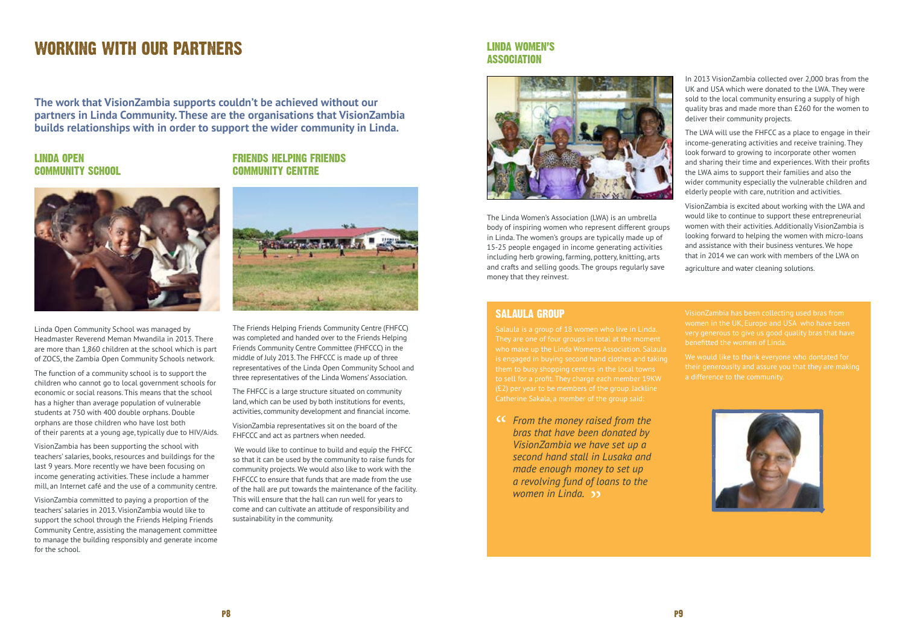# WORKING WITH OUR PARTNERS

**The work that VisionZambia supports couldn't be achieved without our partners in Linda Community. These are the organisations that VisionZambia builds relationships with in order to support the wider community in Linda.**

## LINDA OPEN COMMUNITY SCHOOL

Linda Open Community School was managed by Headmaster Reverend Meman Mwandila in 2013. There are more than 1,860 children at the school which is part of ZOCS, the Zambia Open Community Schools network.

The function of a community school is to support the children who cannot go to local government schools for economic or social reasons. This means that the school has a higher than average population of vulnerable students at 750 with 400 double orphans. Double orphans are those children who have lost both of their parents at a young age, typically due to HIV/Aids.

VisionZambia has been supporting the school with teachers' salaries, books, resources and buildings for the last 9 years. More recently we have been focusing on income generating activities. These include a hammer mill, an Internet café and the use of a community centre.

VisionZambia committed to paying a proportion of the teachers' salaries in 2013. VisionZambia would like to support the school through the Friends Helping Friends Community Centre, assisting the management committee to manage the building responsibly and generate income for the school.

## FRIENDS HELPING FRIENDS COMMUNITY CENTRE

The Friends Helping Friends Community Centre (FHFCC) was completed and handed over to the Friends Helping Friends Community Centre Committee (FHFCCC) in the middle of July 2013. The FHFCCC is made up of three representatives of the Linda Open Community School and three representatives of the Linda Womens' Association.

The FHFCC is a large structure situated on community land, which can be used by both institutions for events, activities, community development and financial income.

VisionZambia representatives sit on the board of the FHFCCC and act as partners when needed.

We would like to continue to build and equip the FHFCC so that it can be used by the community to raise funds for community projects. We would also like to work with the FHFCCC to ensure that funds that are made from the use of the hall are put towards the maintenance of the facility. This will ensure that the hall can run well for years to come and can cultivate an attitude of responsibility and sustainability in the community.

## LINDA WOMEN'S ASSOCIATION

The Linda Women's Association (LWA) is an umbrella body of inspiring women who represent different groups in Linda. The women's groups are typically made up of 15-25 people engaged in income generating activities including herb growing, farming, pottery, knitting, arts and crafts and selling goods. The groups regularly save money that they reinvest.

In 2013 VisionZambia collected over 2,000 bras from the UK and USA which were donated to the LWA. They were sold to the local community ensuring a supply of high quality bras and made more than £260 for the women to deliver their community projects.

The LWA will use the FHFCC as a place to engage in their income-generating activities and receive training. They look forward to growing to incorporate other women and sharing their time and experiences. With their profits the LWA aims to support their families and also the wider community especially the vulnerable children and elderly people with care, nutrition and activities.

VisionZambia is excited about working with the LWA and would like to continue to support these entrepreneurial women with their activities. Additionally VisionZambia is looking forward to helping the women with micro-loans and assistance with their business ventures. We hope that in 2014 we can work with members of the LWA on agriculture and water cleaning solutions.

## SALAULA GROUP

Salaula is a group of 18 women who live in Linda. They are one of four groups in total at the moment who make up the Linda Womens Association. Salaula is engaged in buying second hand clothes and taking them to busy shopping centres in the local towns to sell for a profit. They charge each member 19KW (£2) per year to be members of the group. Jackline Catherine Sakala, a member of the group said:

> *"From the money raised from the bras that have been donated by VisionZambia we have set up a second hand stall in Lusaka and made enough money to set up a revolving fund of loans to the women in Linda."*

VisionZambia has been collecting used bras from women in the UK, Europe and USA who have been very generous to give us good quality bras that have benefitted the women of Linda.

We would like to thank everyone who dontated for their generousity and assure you that they are making a difference to the community.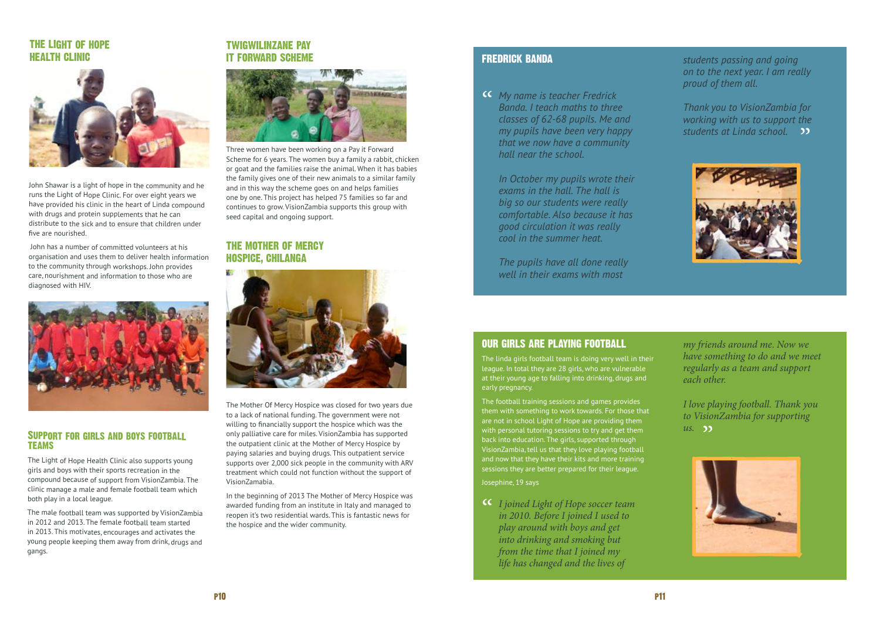## THE LIGHT OF HOPE HEALTH CLINIC

John Shawar is a light of hope in the community and he runs the Light of Hope Clinic. For over eight years we have provided his clinic in the heart of Linda compound with drugs and protein supplements that he can distribute to the sick and to ensure that children under five are nourished.

John has a number of committed volunteers at his organisation and uses them to deliver health information to the community through workshops. John provides care, nourishment and information to those who are diagnosed with HIV.

## SUPPORT FOR GIRLS AND BOYS FOOTBALL TEAMS

The Light of Hope Health Clinic also supports young girls and boys with their sports recreation in the compound because of support from VisionZambia. The clinic manage a male and female football team which both play in a local league.

The male football team was supported by VisionZambia in 2012 and 2013. The female football team started in 2013. This motivates, encourages and activates the young people keeping them away from drink, drugs and gangs.

## TWIGWILINZANE PAY IT FORWARD SCHEME

Three women have been working on a Pay it Forward Scheme for 6 years. The women buy a family a rabbit, chicken or goat and the families raise the animal. When it has babies the family gives one of their new animals to a similar family and in this way the scheme goes on and helps families one by one. This project has helped 75 families so far and continues to grow. VisionZambia supports this group with seed capital and ongoing support.

## THE MOTHER OF MERCY HOSPICE, CHILANGA

The Mother Of Mercy Hospice was closed for two years due to a lack of national funding. The government were not willing to financially support the hospice which was the only palliative care for miles. VisionZambia has supported the outpatient clinic at the Mother of Mercy Hospice by paying salaries and buying drugs. This outpatient service supports over 2,000 sick people in the community with ARV treatment which could not function without the support of VisionZamabia.

In the beginning of 2013 The Mother of Mercy Hospice was awarded funding from an institute in Italy and managed to reopen it's two residential wards. This is fantastic news for the hospice and the wider community.

## FREDRICK BANDA

*“My name is teacher Fredrick Banda. I teach maths to three classes of 62-68 pupils. Me and my pupils have been very happy that we now have a community hall near the school.*

*In October my pupils wrote their exams in the hall. The hall is big so our students were really comfortable. Also because it has good circulation it was really cool in the summer heat.*

*The pupils have all done really well in their exams with most students passing and going on to the next year. I am really proud of them all.*

*Thank you to VisionZambia for working with us to support the students at Linda school.”*

## OUR GIRLS ARE PLAYING FOOTBALL

The linda girls football team is doing very well in their league. In total they are 28 girls, who are vulnerable at their young age to falling into drinking, drugs and early pregnancy.

The football training sessions and games provides them with something to work towards. For those that are not in school Light of Hope are providing them with personal tutoring sessions to try and get them back into education. The girls, supported through VisionZambia, tell us that they love playing football and now that they have their kits and more training sessions they are better prepared for their league.

Josephine, 19 says

*“I joined Light of Hope soccer team in 2010. Before I joined I used to play around with boys and get into drinking and smoking but from the time that I joined my life has changed and the lives of my friends around me. Now we have something to do and we meet regularly as a team and support each other.*

*I love playing football. Thank you to VisionZambia for supporting us.”*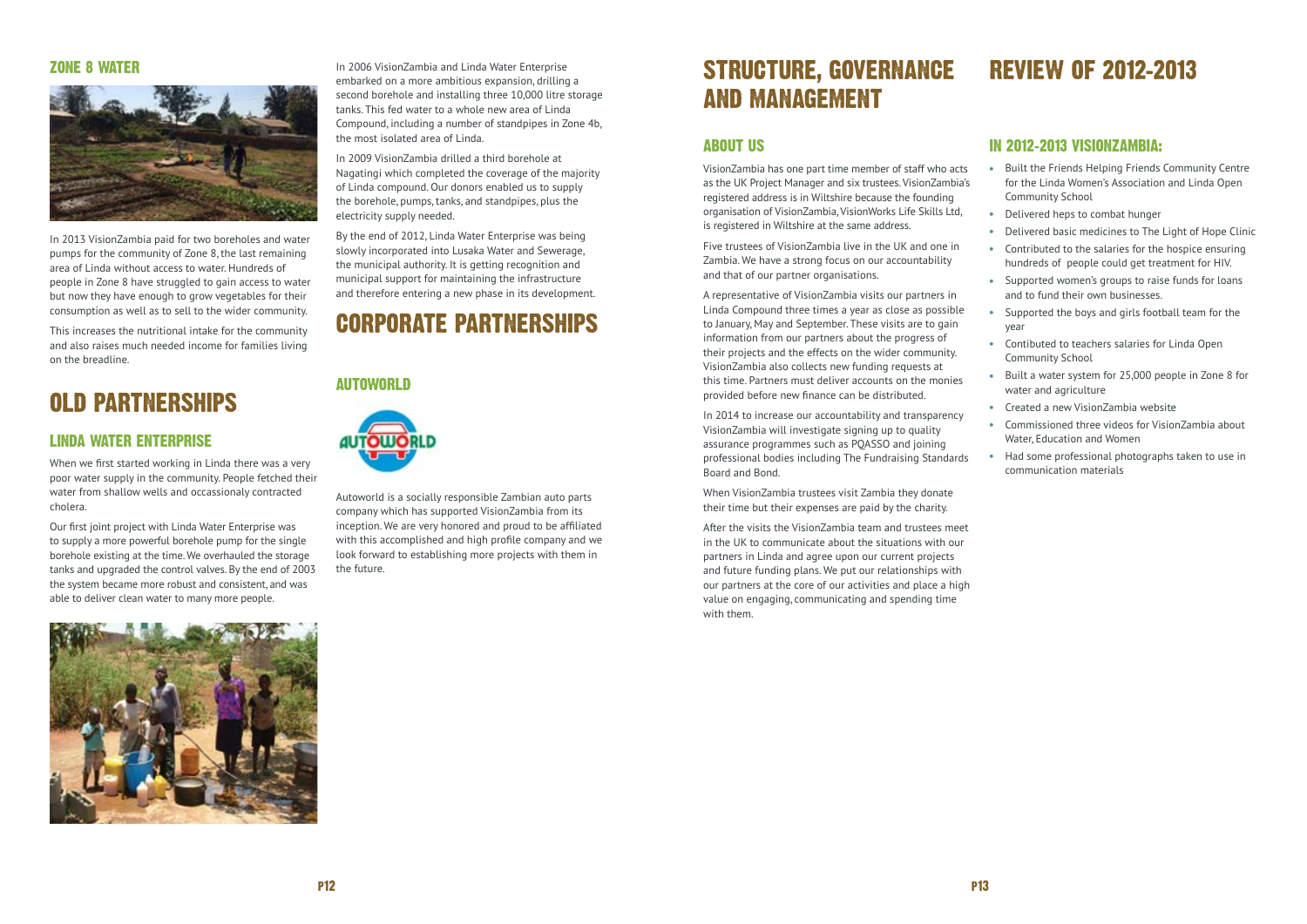## ZONE 8 WATER

In 2013 VisionZambia paid for two boreholes and water pumps for the community of Zone 8, the last remaining area of Linda without access to water. Hundreds of people in Zone 8 have struggled to gain access to water but now they have enough to grow vegetables for their consumption as well as to sell to the wider community.

This increases the nutritional intake for the community and also raises much needed income for families living on the breadline.

# OLD PARTNERSHIPS

## LINDA WATER ENTERPRISE

When we first started working in Linda there was a very poor water supply in the community. People fetched their water from shallow wells and occassionaly contracted cholera.

Our first joint project with Linda Water Enterprise was to supply a more powerful borehole pump for the single borehole existing at the time. We overhauled the storage tanks and upgraded the control valves. By the end of 2003 the system became more robust and consistent, and was able to deliver clean water to many more people.

In 2006 VisionZambia and Linda Water Enterprise embarked on a more ambitious expansion, drilling a second borehole and installing three 10,000 litre storage tanks. This fed water to a whole new area of Linda Compound, including a number of standpipes in Zone 4b, the most isolated area of Linda.

In 2009 VisionZambia drilled a third borehole at Nagatingi which completed the coverage of the majority of Linda compound. Our donors enabled us to supply the borehole, pumps, tanks, and standpipes, plus the electricity supply needed.

By the end of 2012, Linda Water Enterprise was being slowly incorporated into Lusaka Water and Sewerage, the municipal authority. It is getting recognition and municipal support for maintaining the infrastructure and therefore entering a new phase in its development.

# CORPORATE PARTNERSHIPS

## AUTOWORLD

Autoworld is a socially responsible Zambian auto parts company which has supported VisionZambia from its inception. We are very honored and proud to be affiliated with this accomplished and high profile company and we look forward to establishing more projects with them in the future.

# STRUCTURE, GOVERNANCE AND MANAGEMENT

## ABOUT US

VisionZambia has one part time member of staff who acts as the UK Project Manager and six trustees. VisionZambia's registered address is in Wiltshire because the founding organisation of VisionZambia, VisionWorks Life Skills Ltd, is registered in Wiltshire at the same address.

Five trustees of VisionZambia live in the UK and one in Zambia. We have a strong focus on our accountability and that of our partner organisations.

A representative of VisionZambia visits our partners in Linda Compound three times a year as close as possible to January, May and September. These visits are to gain information from our partners about the progress of their projects and the effects on the wider community. VisionZambia also collects new funding requests at this time. Partners must deliver accounts on the monies provided before new finance can be distributed.

In 2014 to increase our accountability and transparency VisionZambia will investigate signing up to quality assurance programmes such as PQASSO and joining professional bodies including The Fundraising Standards Board and Bond.

When VisionZambia trustees visit Zambia they donate their time but their expenses are paid by the charity.

After the visits the VisionZambia team and trustees meet in the UK to communicate about the situations with our partners in Linda and agree upon our current projects and future funding plans. We put our relationships with our partners at the core of our activities and place a high value on engaging, communicating and spending time with them.

# REVIEW OF 2012-2013

## IN 2012-2013 VISIONZAMBIA:

- Built the Friends Helping Friends Community Centre for the Linda Women's Association and Linda Open Community School
- Delivered heps to combat hunger
- Delivered basic medicines to The Light of Hope Clinic
- Contributed to the salaries for the hospice ensuring hundreds of people could get treatment for HIV.
- Supported women's groups to raise funds for loans and to fund their own businesses.
- Supported the boys and girls football team for the year
- Contibuted to teachers salaries for Linda Open Community School
- Built a water system for 25,000 people in Zone 8 for water and agriculture
- Created a new VisionZambia website
- Commissioned three videos for VisionZambia about Water, Education and Women
- Had some professional photographs taken to use in communication materials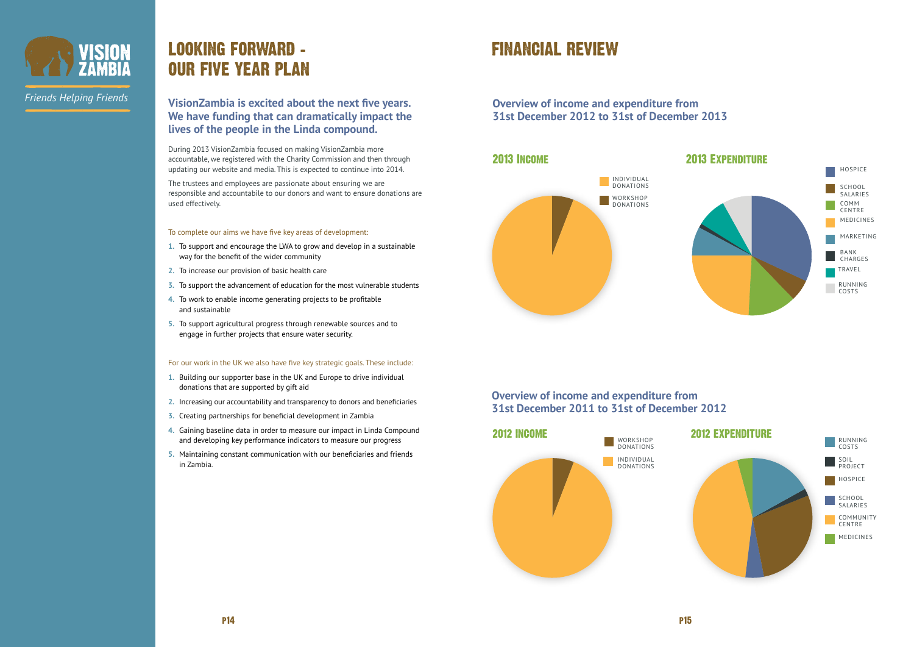VISION ZAMBIA

*Friends Helping Friends*

# LOOKING FORWARD - OUR FIVE YEAR PLAN

**VisionZambia is excited about the next five years. We have funding that can dramatically impact the lives of the people in the Linda compound.**

During 2013 VisionZambia focused on making VisionZambia more accountable, we registered with the Charity Commission and then through updating our website and media. This is expected to continue into 2014.

The trustees and employees are passionate about ensuring we are responsible and accountabile to our donors and want to ensure donations are used effectively.

To complete our aims we have five key areas of development:

1. To support and encourage the LWA to grow and develop in a sustainable way for the benefit of the wider community
2. To increase our provision of basic health care
3. To support the advancement of education for the most vulnerable students
4. To work to enable income generating projects to be profitable and sustainable
5. To support agricultural progress through renewable sources and to engage in further projects that ensure water security.

For our work in the UK we also have five key strategic goals. These include:

1. Building our supporter base in the UK and Europe to drive individual donations that are supported by gift aid
2. Increasing our accountability and transparency to donors and beneficiaries
3. Creating partnerships for beneficial development in Zambia
4. Gaining baseline data in order to measure our impact in Linda Compound and developing key performance indicators to measure our progress
5. Maintaining constant communication with our beneficiaries and friends in Zambia.

# FINANCIAL REVIEW

## Overview of income and expenditure from 31st December 2012 to 31st of December 2013

### 2013 Income

INDIVIDUAL DONATIONS
WORKSHOP DONATIONS

### 2013 Expenditure

HOSPICE
SCHOOL SALARIES
COMM CENTRE
MEDICINES
MARKETING
BANK CHARGES
TRAVEL
RUNNING COSTS

## Overview of income and expenditure from 31st December 2011 to 31st of December 2012

### 2012 INCOME

WORKSHOP DONATIONS
INDIVIDUAL DONATIONS

### 2012 EXPENDITURE

RUNNING COSTS
SOIL PROJECT
HOSPICE
SCHOOL SALARIES
COMMUNITY CENTRE
MEDICINES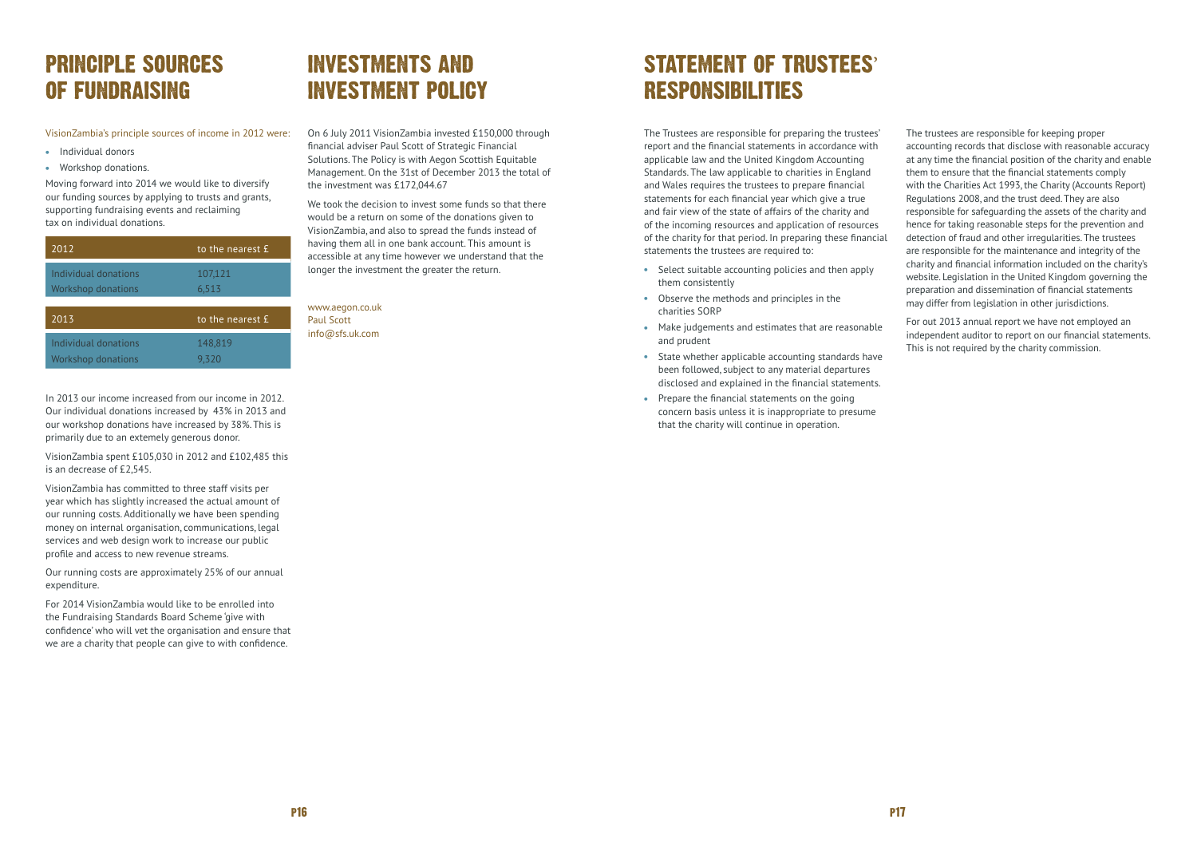# PRINCIPLE SOURCES OF FUNDRAISING

VisionZambia's principle sources of income in 2012 were:

- Individual donors
- Workshop donations.

Moving forward into 2014 we would like to diversify our funding sources by applying to trusts and grants, supporting fundraising events and reclaiming tax on individual donations.

| 2012 | to the nearest £ |
|---|---|
| Individual donations | 107,121 |
| Workshop donations | 6,513 |

| 2013 | to the nearest £ |
|---|---|
| Individual donations | 148,819 |
| Workshop donations | 9,320 |

In 2013 our income increased from our income in 2012. Our individual donations increased by 43% in 2013 and our workshop donations have increased by 38%. This is primarily due to an extemely generous donor.

VisionZambia spent £105,030 in 2012 and £102,485 this is an decrease of £2,545.

VisionZambia has committed to three staff visits per year which has slightly increased the actual amount of our running costs. Additionally we have been spending money on internal organisation, communications, legal services and web design work to increase our public profile and access to new revenue streams.

Our running costs are approximately 25% of our annual expenditure.

For 2014 VisionZambia would like to be enrolled into the Fundraising Standards Board Scheme 'give with confidence' who will vet the organisation and ensure that we are a charity that people can give to with confidence.

# INVESTMENTS AND INVESTMENT POLICY

On 6 July 2011 VisionZambia invested £150,000 through financial adviser Paul Scott of Strategic Financial Solutions. The Policy is with Aegon Scottish Equitable Management. On the 31st of December 2013 the total of the investment was £172,044.67

We took the decision to invest some funds so that there would be a return on some of the donations given to VisionZambia, and also to spread the funds instead of having them all in one bank account. This amount is accessible at any time however we understand that the longer the investment the greater the return.

www.aegon.co.uk
Paul Scott
info@sfs.uk.com

# STATEMENT OF TRUSTEES' RESPONSIBILITIES

The Trustees are responsible for preparing the trustees' report and the financial statements in accordance with applicable law and the United Kingdom Accounting Standards. The law applicable to charities in England and Wales requires the trustees to prepare financial statements for each financial year which give a true and fair view of the state of affairs of the charity and of the incoming resources and application of resources of the charity for that period. In preparing these financial statements the trustees are required to:

- Select suitable accounting policies and then apply them consistently
- Observe the methods and principles in the charities SORP
- Make judgements and estimates that are reasonable and prudent
- State whether applicable accounting standards have been followed, subject to any material departures disclosed and explained in the financial statements.
- Prepare the financial statements on the going concern basis unless it is inappropriate to presume that the charity will continue in operation.

The trustees are responsible for keeping proper accounting records that disclose with reasonable accuracy at any time the financial position of the charity and enable them to ensure that the financial statements comply with the Charities Act 1993, the Charity (Accounts Report) Regulations 2008, and the trust deed. They are also responsible for safeguarding the assets of the charity and hence for taking reasonable steps for the prevention and detection of fraud and other irregularities. The trustees are responsible for the maintenance and integrity of the charity and financial information included on the charity's website. Legislation in the United Kingdom governing the preparation and dissemination of financial statements may differ from legislation in other jurisdictions.

For out 2013 annual report we have not employed an independent auditor to report on our financial statements. This is not required by the charity commission.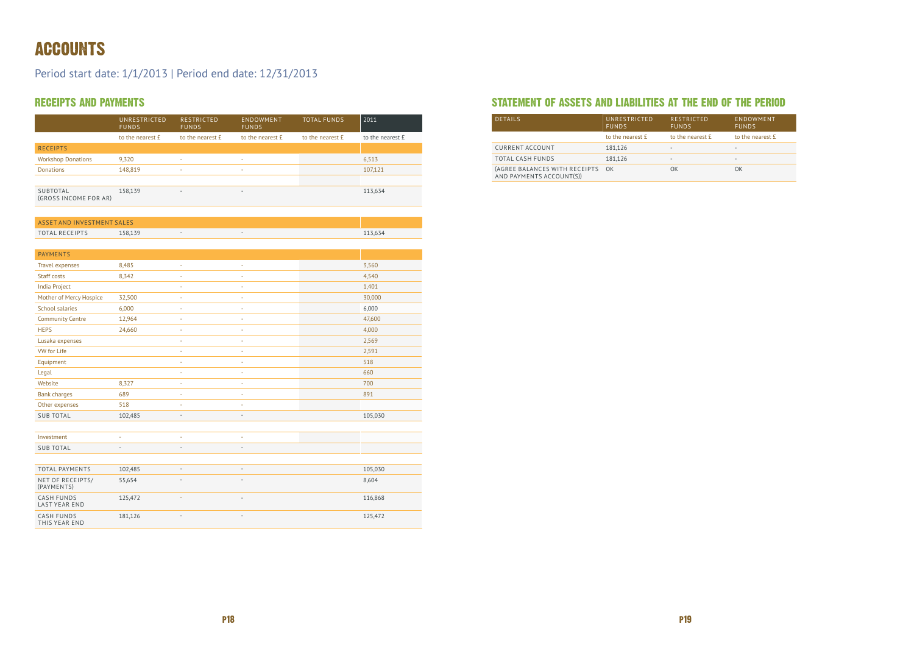# ACCOUNTS

Period start date: 1/1/2013 | Period end date: 12/31/2013

## RECEIPTS AND PAYMENTS

| | UNRESTRICTED FUNDS | RESTRICTED FUNDS | ENDOWMENT FUNDS | TOTAL FUNDS | 2011 |
|---|---|---|---|---|---|
| | to the nearest £ | to the nearest £ | to the nearest £ | to the nearest £ | to the nearest £ |
| RECEIPTS | | | | | |
| Workshop Donations | 9,320 | - | - | | 6,513 |
| Donations | 148,819 | - | - | | 107,121 |
| SUBTOTAL (GROSS INCOME FOR AR) | 158,139 | - | - | | 113,634 |
| ASSET AND INVESTMENT SALES | | | | | |
| TOTAL RECEIPTS | 158,139 | - | - | | 113,634 |
| PAYMENTS | | | | | |
| Travel expenses | 8,485 | - | - | | 3,560 |
| Staff costs | 8,342 | - | - | | 4,540 |
| India Project | | - | - | | 1,401 |
| Mother of Mercy Hospice | 32,500 | - | - | | 30,000 |
| School salaries | 6,000 | - | - | | 6,000 |
| Community Centre | 12,964 | - | - | | 47,600 |
| HEPS | 24,660 | - | - | | 4,000 |
| Lusaka expenses | | - | - | | 2,569 |
| VW for Life | | - | - | | 2,591 |
| Equipment | | - | - | | 518 |
| Legal | | - | - | | 660 |
| Website | 8,327 | - | - | | 700 |
| Bank charges | 689 | - | - | | 891 |
| Other expenses | 518 | - | - | | |
| SUB TOTAL | 102,485 | - | - | | 105,030 |
| Investment | - | - | - | | |
| SUB TOTAL | - | - | - | | |
| TOTAL PAYMENTS | 102,485 | - | - | | 105,030 |
| NET OF RECEIPTS/ (PAYMENTS) | 55,654 | - | - | | 8,604 |
| CASH FUNDS LAST YEAR END | 125,472 | - | - | | 116,868 |
| CASH FUNDS THIS YEAR END | 181,126 | - | - | | 125,472 |

## STATEMENT OF ASSETS AND LIABILITIES AT THE END OF THE PERIOD

| DETAILS | UNRESTRICTED FUNDS | RESTRICTED FUNDS | ENDOWMENT FUNDS |
|---|---|---|---|
| | to the nearest £ | to the nearest £ | to the nearest £ |
| CURRENT ACCOUNT | 181,126 | - | - |
| TOTAL CASH FUNDS | 181,126 | - | - |
| (AGREE BALANCES WITH RECEIPTS AND PAYMENTS ACCOUNT(S)) | OK | OK | OK |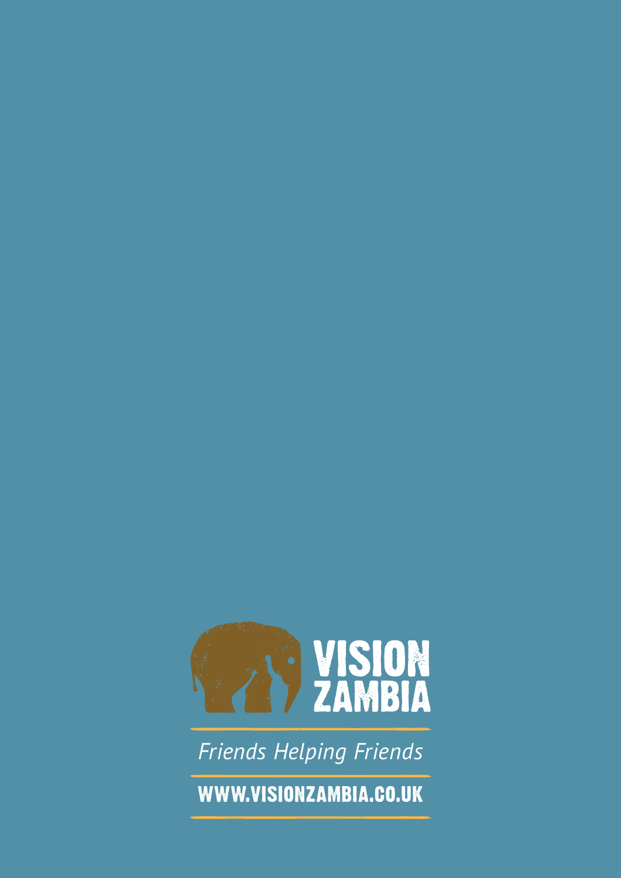VISION ZAMBIA

*Friends Helping Friends*

WWW.VISIONZAMBIA.CO.UK